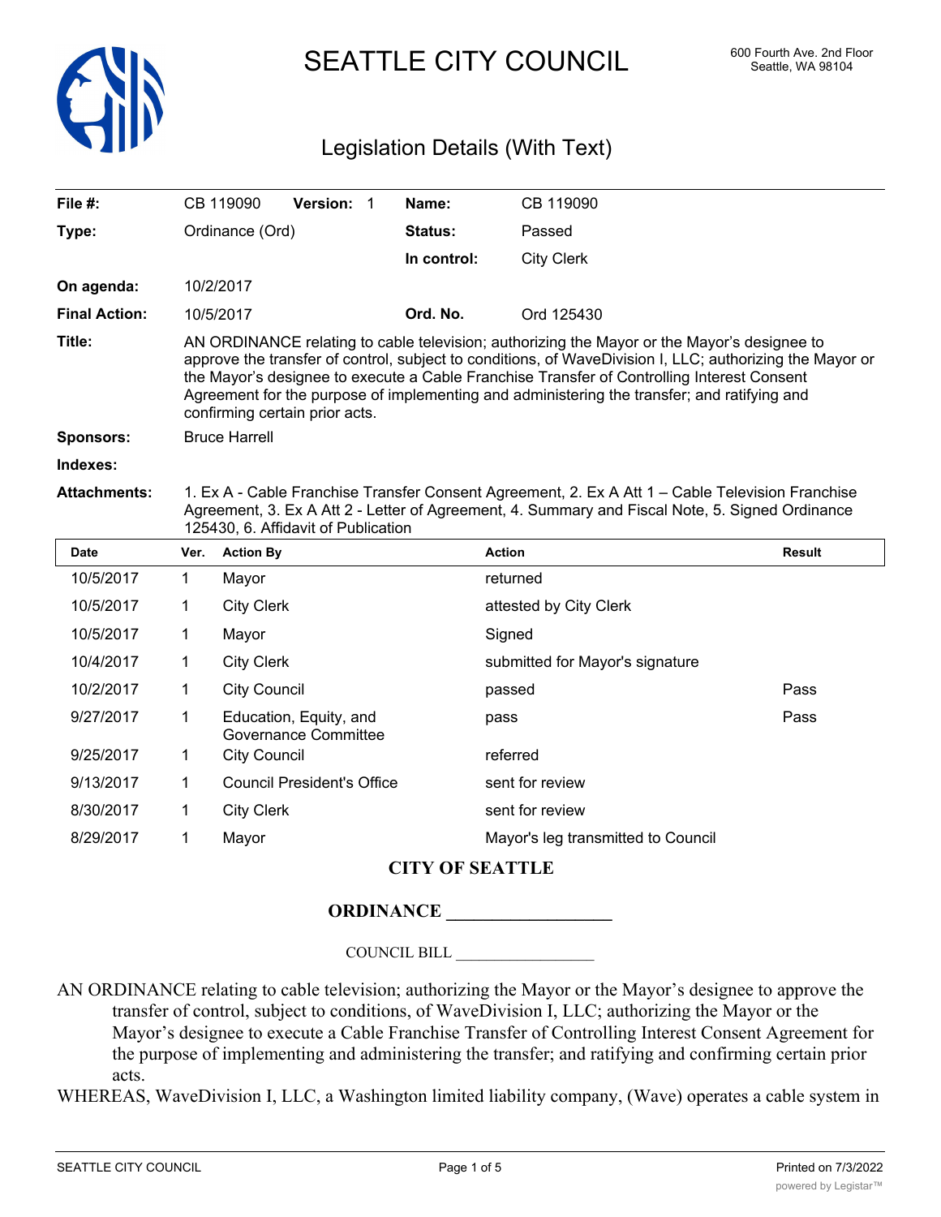# SEATTLE CITY COUNCIL

600 Fourth Ave. 2nd Floor
Seattle, WA 98104

## Legislation Details (With Text)

| | | | |
|---|---|---|---|
| **File #:** | CB 119090 **Version:** 1 | **Name:** | CB 119090 |
| **Type:** | Ordinance (Ord) | **Status:** | Passed |
| | | **In control:** | City Clerk |
| **On agenda:** | 10/2/2017 | | |
| **Final Action:** | 10/5/2017 | **Ord. No.** | Ord 125430 |

**Title:** AN ORDINANCE relating to cable television; authorizing the Mayor or the Mayor's designee to approve the transfer of control, subject to conditions, of WaveDivision I, LLC; authorizing the Mayor or the Mayor's designee to execute a Cable Franchise Transfer of Controlling Interest Consent Agreement for the purpose of implementing and administering the transfer; and ratifying and confirming certain prior acts.

**Sponsors:** Bruce Harrell

**Indexes:**

**Attachments:** 1. Ex A - Cable Franchise Transfer Consent Agreement, 2. Ex A Att 1 – Cable Television Franchise Agreement, 3. Ex A Att 2 - Letter of Agreement, 4. Summary and Fiscal Note, 5. Signed Ordinance 125430, 6. Affidavit of Publication

| Date | Ver. | Action By | Action | Result |
|---|---|---|---|---|
| 10/5/2017 | 1 | Mayor | returned | |
| 10/5/2017 | 1 | City Clerk | attested by City Clerk | |
| 10/5/2017 | 1 | Mayor | Signed | |
| 10/4/2017 | 1 | City Clerk | submitted for Mayor's signature | |
| 10/2/2017 | 1 | City Council | passed | Pass |
| 9/27/2017 | 1 | Education, Equity, and Governance Committee | pass | Pass |
| 9/25/2017 | 1 | City Council | referred | |
| 9/13/2017 | 1 | Council President's Office | sent for review | |
| 8/30/2017 | 1 | City Clerk | sent for review | |
| 8/29/2017 | 1 | Mayor | Mayor's leg transmitted to Council | |

**CITY OF SEATTLE**

**ORDINANCE \_\_\_\_\_\_\_\_\_\_\_\_\_\_\_\_\_\_**

COUNCIL BILL \_\_\_\_\_\_\_\_\_\_\_\_\_\_\_\_\_\_

AN ORDINANCE relating to cable television; authorizing the Mayor or the Mayor's designee to approve the transfer of control, subject to conditions, of WaveDivision I, LLC; authorizing the Mayor or the Mayor's designee to execute a Cable Franchise Transfer of Controlling Interest Consent Agreement for the purpose of implementing and administering the transfer; and ratifying and confirming certain prior acts.

WHEREAS, WaveDivision I, LLC, a Washington limited liability company, (Wave) operates a cable system in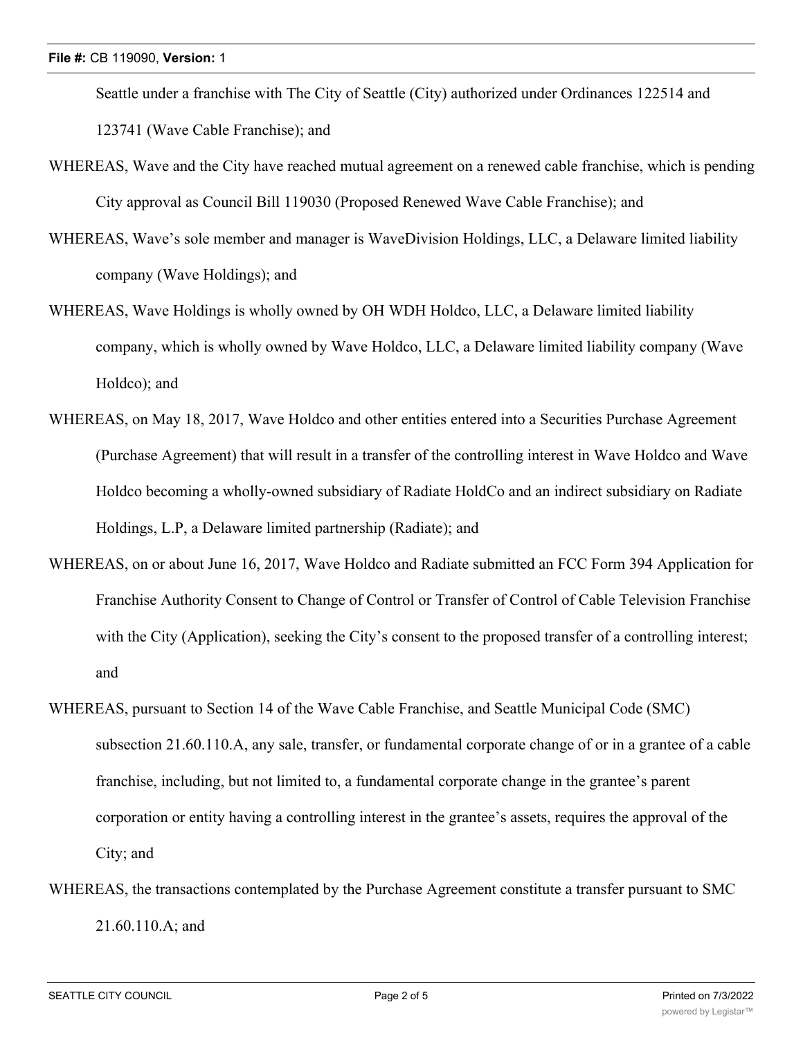Seattle under a franchise with The City of Seattle (City) authorized under Ordinances 122514 and 123741 (Wave Cable Franchise); and

WHEREAS, Wave and the City have reached mutual agreement on a renewed cable franchise, which is pending City approval as Council Bill 119030 (Proposed Renewed Wave Cable Franchise); and

WHEREAS, Wave's sole member and manager is WaveDivision Holdings, LLC, a Delaware limited liability company (Wave Holdings); and

WHEREAS, Wave Holdings is wholly owned by OH WDH Holdco, LLC, a Delaware limited liability company, which is wholly owned by Wave Holdco, LLC, a Delaware limited liability company (Wave Holdco); and

WHEREAS, on May 18, 2017, Wave Holdco and other entities entered into a Securities Purchase Agreement (Purchase Agreement) that will result in a transfer of the controlling interest in Wave Holdco and Wave Holdco becoming a wholly-owned subsidiary of Radiate HoldCo and an indirect subsidiary on Radiate Holdings, L.P, a Delaware limited partnership (Radiate); and

WHEREAS, on or about June 16, 2017, Wave Holdco and Radiate submitted an FCC Form 394 Application for Franchise Authority Consent to Change of Control or Transfer of Control of Cable Television Franchise with the City (Application), seeking the City's consent to the proposed transfer of a controlling interest; and

WHEREAS, pursuant to Section 14 of the Wave Cable Franchise, and Seattle Municipal Code (SMC) subsection 21.60.110.A, any sale, transfer, or fundamental corporate change of or in a grantee of a cable franchise, including, but not limited to, a fundamental corporate change in the grantee's parent corporation or entity having a controlling interest in the grantee's assets, requires the approval of the City; and

WHEREAS, the transactions contemplated by the Purchase Agreement constitute a transfer pursuant to SMC 21.60.110.A; and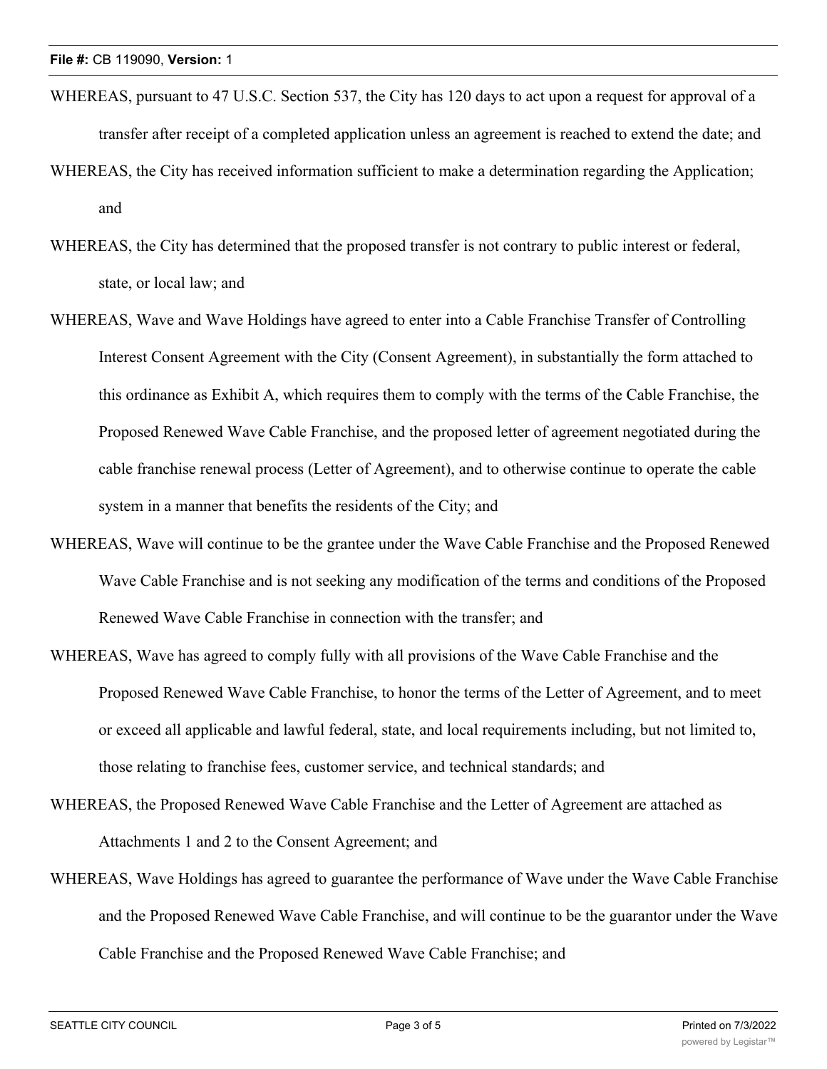WHEREAS, pursuant to 47 U.S.C. Section 537, the City has 120 days to act upon a request for approval of a transfer after receipt of a completed application unless an agreement is reached to extend the date; and

WHEREAS, the City has received information sufficient to make a determination regarding the Application; and

WHEREAS, the City has determined that the proposed transfer is not contrary to public interest or federal, state, or local law; and

WHEREAS, Wave and Wave Holdings have agreed to enter into a Cable Franchise Transfer of Controlling Interest Consent Agreement with the City (Consent Agreement), in substantially the form attached to this ordinance as Exhibit A, which requires them to comply with the terms of the Cable Franchise, the Proposed Renewed Wave Cable Franchise, and the proposed letter of agreement negotiated during the cable franchise renewal process (Letter of Agreement), and to otherwise continue to operate the cable system in a manner that benefits the residents of the City; and

WHEREAS, Wave will continue to be the grantee under the Wave Cable Franchise and the Proposed Renewed Wave Cable Franchise and is not seeking any modification of the terms and conditions of the Proposed Renewed Wave Cable Franchise in connection with the transfer; and

WHEREAS, Wave has agreed to comply fully with all provisions of the Wave Cable Franchise and the Proposed Renewed Wave Cable Franchise, to honor the terms of the Letter of Agreement, and to meet or exceed all applicable and lawful federal, state, and local requirements including, but not limited to, those relating to franchise fees, customer service, and technical standards; and

WHEREAS, the Proposed Renewed Wave Cable Franchise and the Letter of Agreement are attached as Attachments 1 and 2 to the Consent Agreement; and

WHEREAS, Wave Holdings has agreed to guarantee the performance of Wave under the Wave Cable Franchise and the Proposed Renewed Wave Cable Franchise, and will continue to be the guarantor under the Wave Cable Franchise and the Proposed Renewed Wave Cable Franchise; and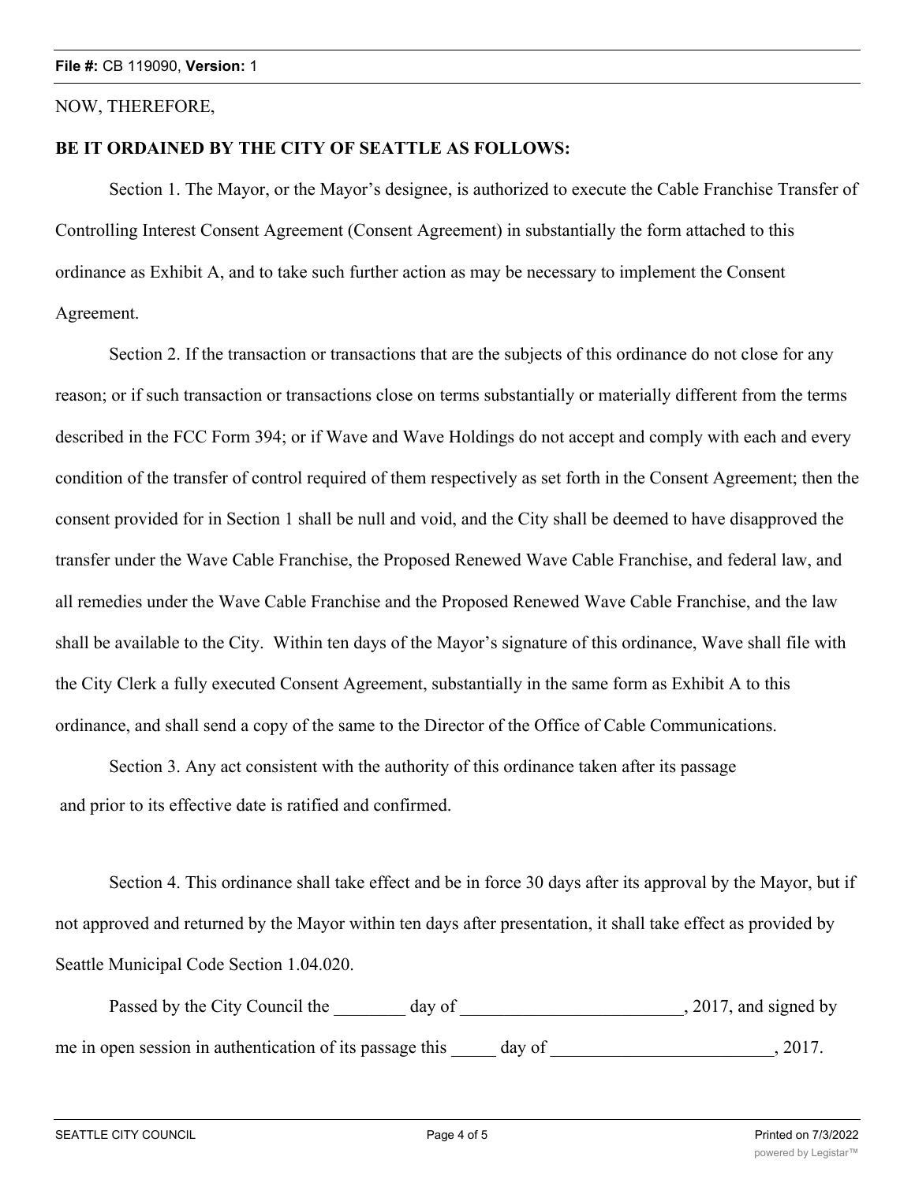NOW, THEREFORE,

**BE IT ORDAINED BY THE CITY OF SEATTLE AS FOLLOWS:**

Section 1. The Mayor, or the Mayor's designee, is authorized to execute the Cable Franchise Transfer of Controlling Interest Consent Agreement (Consent Agreement) in substantially the form attached to this ordinance as Exhibit A, and to take such further action as may be necessary to implement the Consent Agreement.

Section 2. If the transaction or transactions that are the subjects of this ordinance do not close for any reason; or if such transaction or transactions close on terms substantially or materially different from the terms described in the FCC Form 394; or if Wave and Wave Holdings do not accept and comply with each and every condition of the transfer of control required of them respectively as set forth in the Consent Agreement; then the consent provided for in Section 1 shall be null and void, and the City shall be deemed to have disapproved the transfer under the Wave Cable Franchise, the Proposed Renewed Wave Cable Franchise, and federal law, and all remedies under the Wave Cable Franchise and the Proposed Renewed Wave Cable Franchise, and the law shall be available to the City. Within ten days of the Mayor's signature of this ordinance, Wave shall file with the City Clerk a fully executed Consent Agreement, substantially in the same form as Exhibit A to this ordinance, and shall send a copy of the same to the Director of the Office of Cable Communications.

Section 3. Any act consistent with the authority of this ordinance taken after its passage and prior to its effective date is ratified and confirmed.

Section 4. This ordinance shall take effect and be in force 30 days after its approval by the Mayor, but if not approved and returned by the Mayor within ten days after presentation, it shall take effect as provided by Seattle Municipal Code Section 1.04.020.

Passed by the City Council the ________ day of ________________________, 2017, and signed by me in open session in authentication of its passage this _____ day of ________________________, 2017.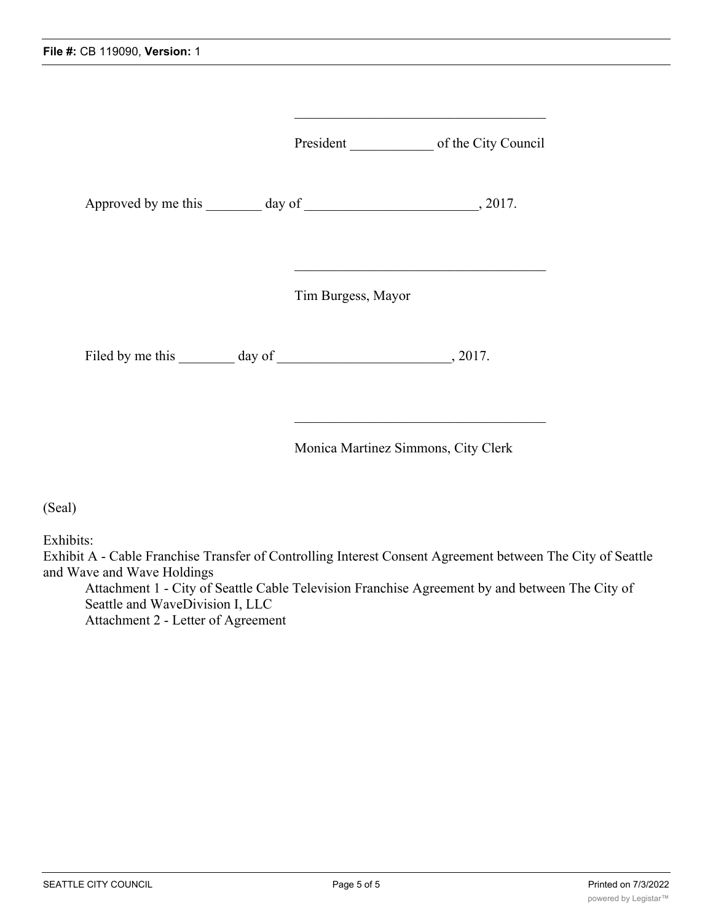\_\_\_\_\_\_\_\_\_\_\_\_\_\_\_\_\_\_\_\_\_\_\_\_\_\_\_\_\_\_\_\_\_\_\_\_

President \_\_\_\_\_\_\_\_\_\_\_\_ of the City Council

Approved by me this \_\_\_\_\_\_\_\_ day of \_\_\_\_\_\_\_\_\_\_\_\_\_\_\_\_\_\_\_\_\_\_\_\_\_, 2017.

\_\_\_\_\_\_\_\_\_\_\_\_\_\_\_\_\_\_\_\_\_\_\_\_\_\_\_\_\_\_\_\_\_\_\_\_

Tim Burgess, Mayor

Filed by me this \_\_\_\_\_\_\_\_ day of \_\_\_\_\_\_\_\_\_\_\_\_\_\_\_\_\_\_\_\_\_\_\_\_\_, 2017.

\_\_\_\_\_\_\_\_\_\_\_\_\_\_\_\_\_\_\_\_\_\_\_\_\_\_\_\_\_\_\_\_\_\_\_\_

Monica Martinez Simmons, City Clerk

(Seal)

Exhibits:

Exhibit A - Cable Franchise Transfer of Controlling Interest Consent Agreement between The City of Seattle and Wave and Wave Holdings

Attachment 1 - City of Seattle Cable Television Franchise Agreement by and between The City of Seattle and WaveDivision I, LLC

Attachment 2 - Letter of Agreement